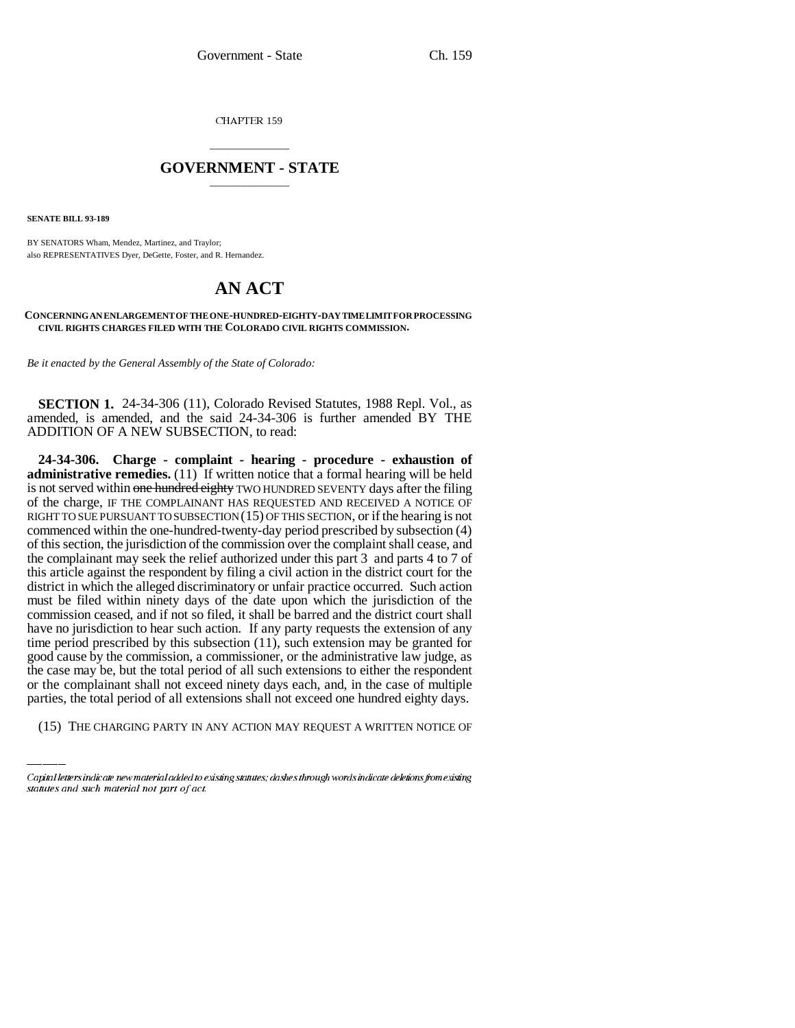CHAPTER 159

# GOVERNMENT - STATE

**SENATE BILL 93-189**

BY SENATORS Wham, Mendez, Martinez, and Traylor;
also REPRESENTATIVES Dyer, DeGette, Foster, and R. Hernandez.

# AN ACT

**CONCERNING AN ENLARGEMENT OF THE ONE-HUNDRED-EIGHTY-DAY TIME LIMIT FOR PROCESSING CIVIL RIGHTS CHARGES FILED WITH THE COLORADO CIVIL RIGHTS COMMISSION.**

*Be it enacted by the General Assembly of the State of Colorado:*

**SECTION 1.** 24-34-306 (11), Colorado Revised Statutes, 1988 Repl. Vol., as amended, is amended, and the said 24-34-306 is further amended BY THE ADDITION OF A NEW SUBSECTION, to read:

**24-34-306. Charge - complaint - hearing - procedure - exhaustion of administrative remedies.** (11) If written notice that a formal hearing will be held is not served within ~~one hundred eighty~~ TWO HUNDRED SEVENTY days after the filing of the charge, IF THE COMPLAINANT HAS REQUESTED AND RECEIVED A NOTICE OF RIGHT TO SUE PURSUANT TO SUBSECTION (15) OF THIS SECTION, or if the hearing is not commenced within the one-hundred-twenty-day period prescribed by subsection (4) of this section, the jurisdiction of the commission over the complaint shall cease, and the complainant may seek the relief authorized under this part 3 and parts 4 to 7 of this article against the respondent by filing a civil action in the district court for the district in which the alleged discriminatory or unfair practice occurred. Such action must be filed within ninety days of the date upon which the jurisdiction of the commission ceased, and if not so filed, it shall be barred and the district court shall have no jurisdiction to hear such action. If any party requests the extension of any time period prescribed by this subsection (11), such extension may be granted for good cause by the commission, a commissioner, or the administrative law judge, as the case may be, but the total period of all such extensions to either the respondent or the complainant shall not exceed ninety days each, and, in the case of multiple parties, the total period of all extensions shall not exceed one hundred eighty days.

(15) THE CHARGING PARTY IN ANY ACTION MAY REQUEST A WRITTEN NOTICE OF

Capital letters indicate new material added to existing statutes; dashes through words indicate deletions from existing statutes and such material not part of act.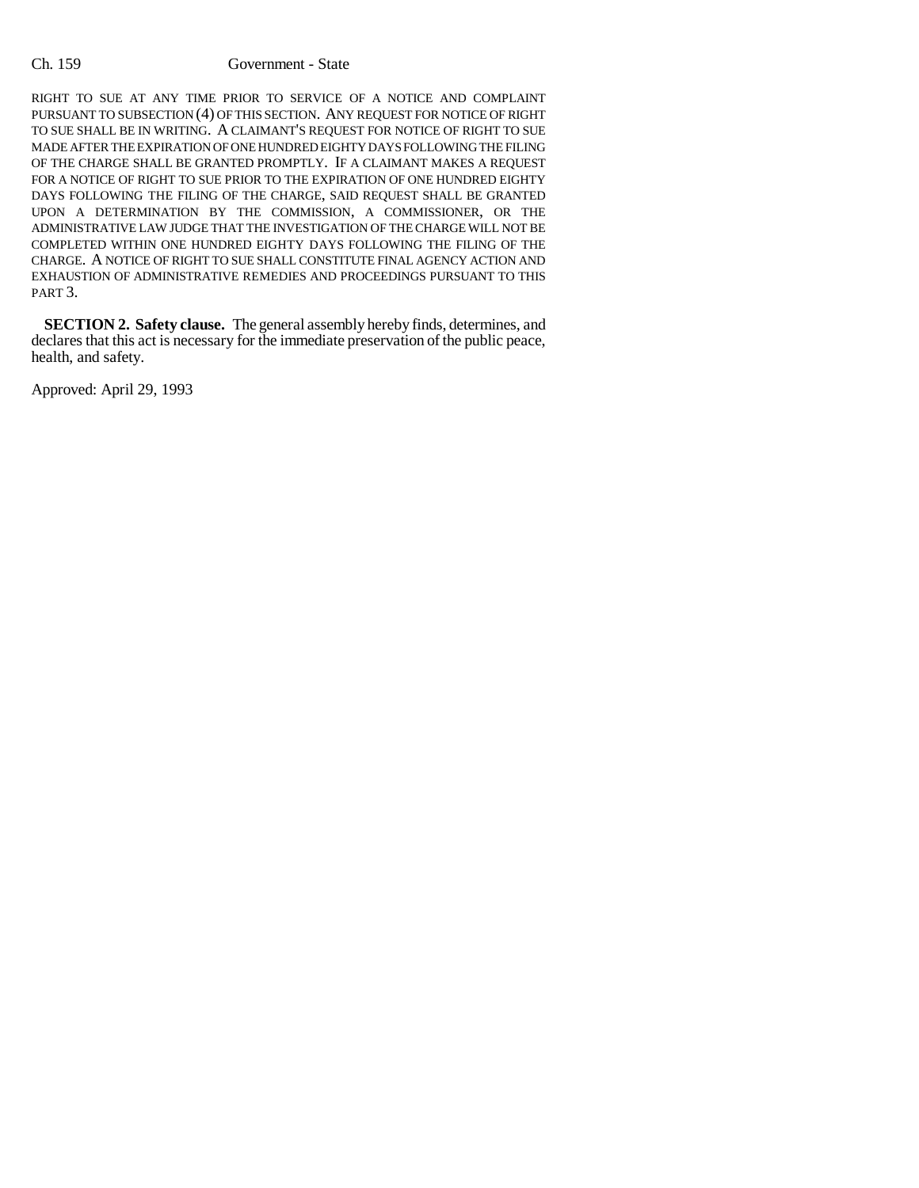RIGHT TO SUE AT ANY TIME PRIOR TO SERVICE OF A NOTICE AND COMPLAINT PURSUANT TO SUBSECTION (4) OF THIS SECTION. ANY REQUEST FOR NOTICE OF RIGHT TO SUE SHALL BE IN WRITING. A CLAIMANT'S REQUEST FOR NOTICE OF RIGHT TO SUE MADE AFTER THE EXPIRATION OF ONE HUNDRED EIGHTY DAYS FOLLOWING THE FILING OF THE CHARGE SHALL BE GRANTED PROMPTLY. IF A CLAIMANT MAKES A REQUEST FOR A NOTICE OF RIGHT TO SUE PRIOR TO THE EXPIRATION OF ONE HUNDRED EIGHTY DAYS FOLLOWING THE FILING OF THE CHARGE, SAID REQUEST SHALL BE GRANTED UPON A DETERMINATION BY THE COMMISSION, A COMMISSIONER, OR THE ADMINISTRATIVE LAW JUDGE THAT THE INVESTIGATION OF THE CHARGE WILL NOT BE COMPLETED WITHIN ONE HUNDRED EIGHTY DAYS FOLLOWING THE FILING OF THE CHARGE. A NOTICE OF RIGHT TO SUE SHALL CONSTITUTE FINAL AGENCY ACTION AND EXHAUSTION OF ADMINISTRATIVE REMEDIES AND PROCEEDINGS PURSUANT TO THIS PART 3.

**SECTION 2. Safety clause.** The general assembly hereby finds, determines, and declares that this act is necessary for the immediate preservation of the public peace, health, and safety.

Approved: April 29, 1993